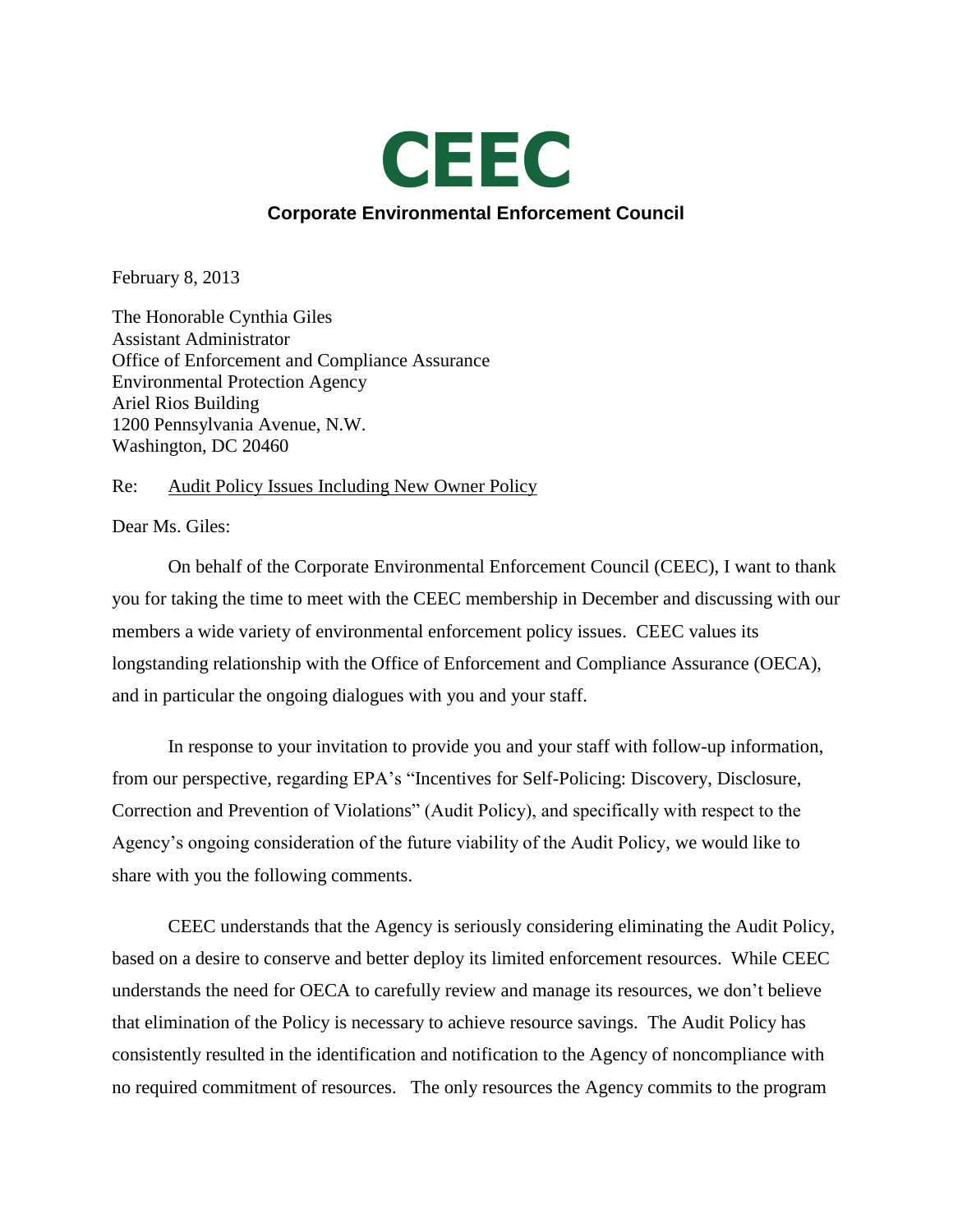# CEEC

**Corporate Environmental Enforcement Council**

February 8, 2013

The Honorable Cynthia Giles
Assistant Administrator
Office of Enforcement and Compliance Assurance
Environmental Protection Agency
Ariel Rios Building
1200 Pennsylvania Avenue, N.W.
Washington, DC 20460

Re: Audit Policy Issues Including New Owner Policy

Dear Ms. Giles:

On behalf of the Corporate Environmental Enforcement Council (CEEC), I want to thank you for taking the time to meet with the CEEC membership in December and discussing with our members a wide variety of environmental enforcement policy issues. CEEC values its longstanding relationship with the Office of Enforcement and Compliance Assurance (OECA), and in particular the ongoing dialogues with you and your staff.

In response to your invitation to provide you and your staff with follow-up information, from our perspective, regarding EPA's "Incentives for Self-Policing: Discovery, Disclosure, Correction and Prevention of Violations" (Audit Policy), and specifically with respect to the Agency's ongoing consideration of the future viability of the Audit Policy, we would like to share with you the following comments.

CEEC understands that the Agency is seriously considering eliminating the Audit Policy, based on a desire to conserve and better deploy its limited enforcement resources. While CEEC understands the need for OECA to carefully review and manage its resources, we don't believe that elimination of the Policy is necessary to achieve resource savings. The Audit Policy has consistently resulted in the identification and notification to the Agency of noncompliance with no required commitment of resources. The only resources the Agency commits to the program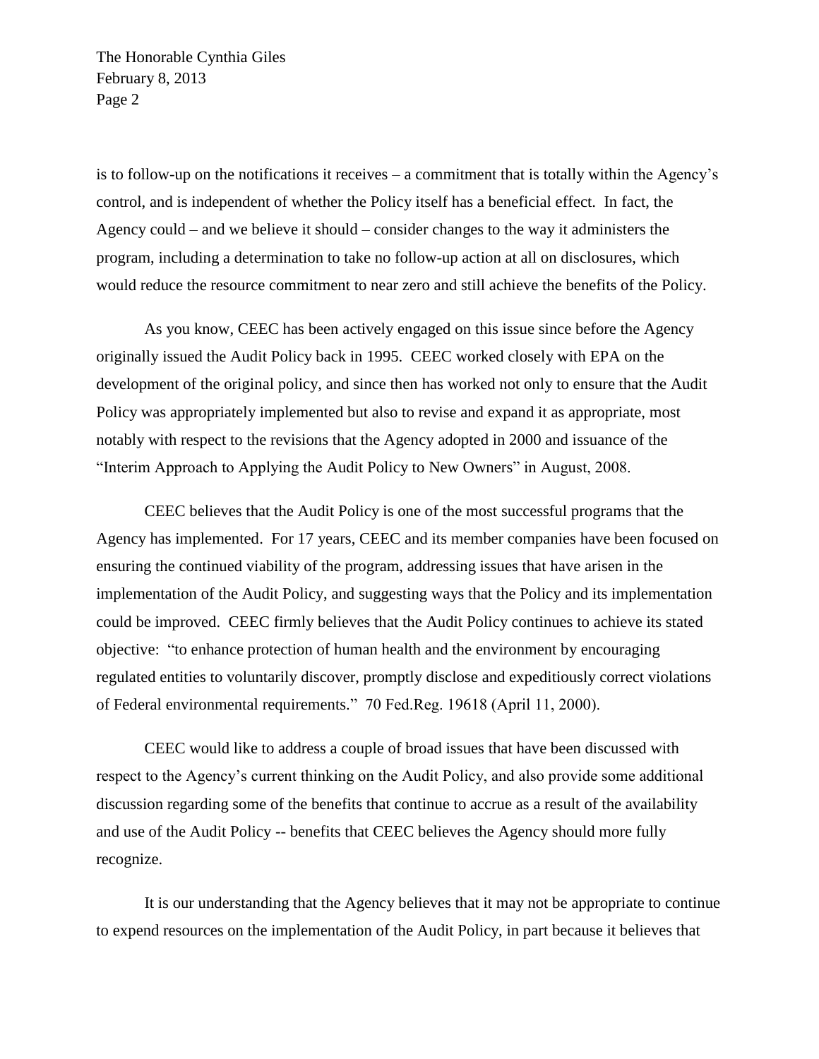is to follow-up on the notifications it receives – a commitment that is totally within the Agency's control, and is independent of whether the Policy itself has a beneficial effect. In fact, the Agency could – and we believe it should – consider changes to the way it administers the program, including a determination to take no follow-up action at all on disclosures, which would reduce the resource commitment to near zero and still achieve the benefits of the Policy.

As you know, CEEC has been actively engaged on this issue since before the Agency originally issued the Audit Policy back in 1995. CEEC worked closely with EPA on the development of the original policy, and since then has worked not only to ensure that the Audit Policy was appropriately implemented but also to revise and expand it as appropriate, most notably with respect to the revisions that the Agency adopted in 2000 and issuance of the "Interim Approach to Applying the Audit Policy to New Owners" in August, 2008.

CEEC believes that the Audit Policy is one of the most successful programs that the Agency has implemented. For 17 years, CEEC and its member companies have been focused on ensuring the continued viability of the program, addressing issues that have arisen in the implementation of the Audit Policy, and suggesting ways that the Policy and its implementation could be improved. CEEC firmly believes that the Audit Policy continues to achieve its stated objective: "to enhance protection of human health and the environment by encouraging regulated entities to voluntarily discover, promptly disclose and expeditiously correct violations of Federal environmental requirements." 70 Fed.Reg. 19618 (April 11, 2000).

CEEC would like to address a couple of broad issues that have been discussed with respect to the Agency's current thinking on the Audit Policy, and also provide some additional discussion regarding some of the benefits that continue to accrue as a result of the availability and use of the Audit Policy -- benefits that CEEC believes the Agency should more fully recognize.

It is our understanding that the Agency believes that it may not be appropriate to continue to expend resources on the implementation of the Audit Policy, in part because it believes that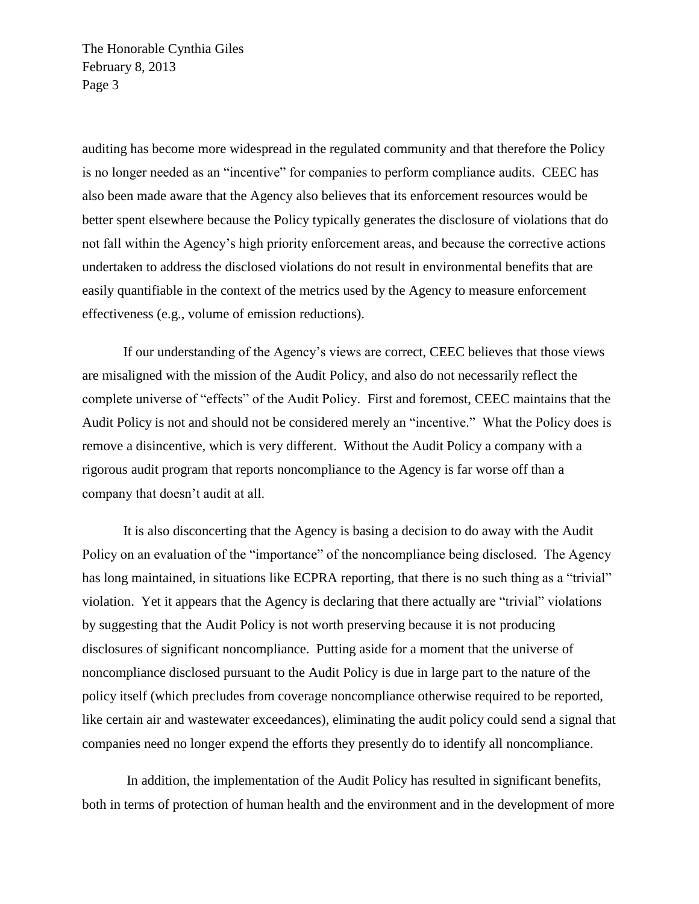auditing has become more widespread in the regulated community and that therefore the Policy is no longer needed as an "incentive" for companies to perform compliance audits. CEEC has also been made aware that the Agency also believes that its enforcement resources would be better spent elsewhere because the Policy typically generates the disclosure of violations that do not fall within the Agency's high priority enforcement areas, and because the corrective actions undertaken to address the disclosed violations do not result in environmental benefits that are easily quantifiable in the context of the metrics used by the Agency to measure enforcement effectiveness (e.g., volume of emission reductions).

If our understanding of the Agency's views are correct, CEEC believes that those views are misaligned with the mission of the Audit Policy, and also do not necessarily reflect the complete universe of "effects" of the Audit Policy. First and foremost, CEEC maintains that the Audit Policy is not and should not be considered merely an "incentive." What the Policy does is remove a disincentive, which is very different. Without the Audit Policy a company with a rigorous audit program that reports noncompliance to the Agency is far worse off than a company that doesn't audit at all.

It is also disconcerting that the Agency is basing a decision to do away with the Audit Policy on an evaluation of the "importance" of the noncompliance being disclosed. The Agency has long maintained, in situations like ECPRA reporting, that there is no such thing as a "trivial" violation. Yet it appears that the Agency is declaring that there actually are "trivial" violations by suggesting that the Audit Policy is not worth preserving because it is not producing disclosures of significant noncompliance. Putting aside for a moment that the universe of noncompliance disclosed pursuant to the Audit Policy is due in large part to the nature of the policy itself (which precludes from coverage noncompliance otherwise required to be reported, like certain air and wastewater exceedances), eliminating the audit policy could send a signal that companies need no longer expend the efforts they presently do to identify all noncompliance.

In addition, the implementation of the Audit Policy has resulted in significant benefits, both in terms of protection of human health and the environment and in the development of more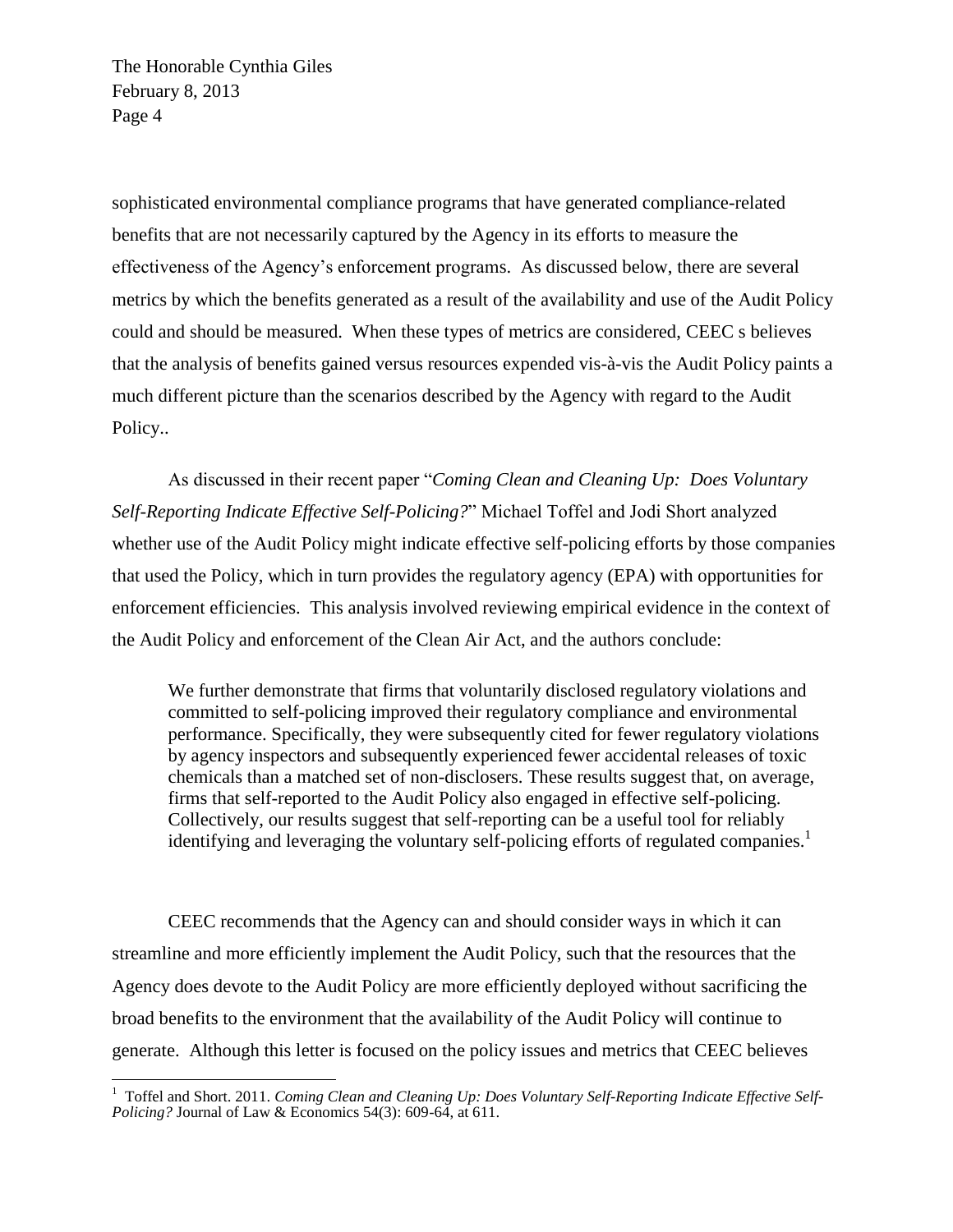sophisticated environmental compliance programs that have generated compliance-related benefits that are not necessarily captured by the Agency in its efforts to measure the effectiveness of the Agency's enforcement programs. As discussed below, there are several metrics by which the benefits generated as a result of the availability and use of the Audit Policy could and should be measured. When these types of metrics are considered, CEEC s believes that the analysis of benefits gained versus resources expended vis-à-vis the Audit Policy paints a much different picture than the scenarios described by the Agency with regard to the Audit Policy..

As discussed in their recent paper "*Coming Clean and Cleaning Up: Does Voluntary Self-Reporting Indicate Effective Self-Policing?*" Michael Toffel and Jodi Short analyzed whether use of the Audit Policy might indicate effective self-policing efforts by those companies that used the Policy, which in turn provides the regulatory agency (EPA) with opportunities for enforcement efficiencies. This analysis involved reviewing empirical evidence in the context of the Audit Policy and enforcement of the Clean Air Act, and the authors conclude:

> We further demonstrate that firms that voluntarily disclosed regulatory violations and committed to self-policing improved their regulatory compliance and environmental performance. Specifically, they were subsequently cited for fewer regulatory violations by agency inspectors and subsequently experienced fewer accidental releases of toxic chemicals than a matched set of non-disclosers. These results suggest that, on average, firms that self-reported to the Audit Policy also engaged in effective self-policing. Collectively, our results suggest that self-reporting can be a useful tool for reliably identifying and leveraging the voluntary self-policing efforts of regulated companies.[1]

CEEC recommends that the Agency can and should consider ways in which it can streamline and more efficiently implement the Audit Policy, such that the resources that the Agency does devote to the Audit Policy are more efficiently deployed without sacrificing the broad benefits to the environment that the availability of the Audit Policy will continue to generate. Although this letter is focused on the policy issues and metrics that CEEC believes

---

[1] Toffel and Short. 2011. *Coming Clean and Cleaning Up: Does Voluntary Self-Reporting Indicate Effective Self-Policing?* Journal of Law & Economics 54(3): 609-64, at 611.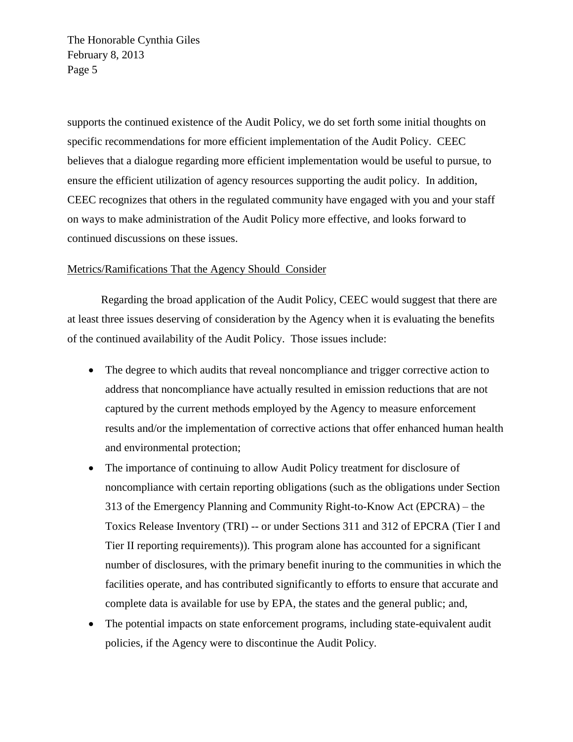supports the continued existence of the Audit Policy, we do set forth some initial thoughts on specific recommendations for more efficient implementation of the Audit Policy. CEEC believes that a dialogue regarding more efficient implementation would be useful to pursue, to ensure the efficient utilization of agency resources supporting the audit policy. In addition, CEEC recognizes that others in the regulated community have engaged with you and your staff on ways to make administration of the Audit Policy more effective, and looks forward to continued discussions on these issues.

<u>Metrics/Ramifications That the Agency Should Consider</u>

Regarding the broad application of the Audit Policy, CEEC would suggest that there are at least three issues deserving of consideration by the Agency when it is evaluating the benefits of the continued availability of the Audit Policy. Those issues include:

- The degree to which audits that reveal noncompliance and trigger corrective action to address that noncompliance have actually resulted in emission reductions that are not captured by the current methods employed by the Agency to measure enforcement results and/or the implementation of corrective actions that offer enhanced human health and environmental protection;
- The importance of continuing to allow Audit Policy treatment for disclosure of noncompliance with certain reporting obligations (such as the obligations under Section 313 of the Emergency Planning and Community Right-to-Know Act (EPCRA) – the Toxics Release Inventory (TRI) -- or under Sections 311 and 312 of EPCRA (Tier I and Tier II reporting requirements)). This program alone has accounted for a significant number of disclosures, with the primary benefit inuring to the communities in which the facilities operate, and has contributed significantly to efforts to ensure that accurate and complete data is available for use by EPA, the states and the general public; and,
- The potential impacts on state enforcement programs, including state-equivalent audit policies, if the Agency were to discontinue the Audit Policy.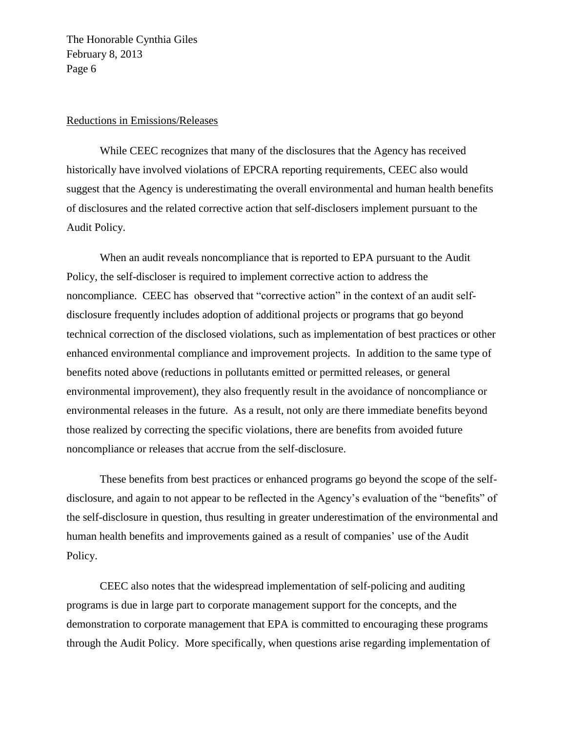Reductions in Emissions/Releases

While CEEC recognizes that many of the disclosures that the Agency has received historically have involved violations of EPCRA reporting requirements, CEEC also would suggest that the Agency is underestimating the overall environmental and human health benefits of disclosures and the related corrective action that self-disclosers implement pursuant to the Audit Policy.

When an audit reveals noncompliance that is reported to EPA pursuant to the Audit Policy, the self-discloser is required to implement corrective action to address the noncompliance. CEEC has observed that "corrective action" in the context of an audit self-disclosure frequently includes adoption of additional projects or programs that go beyond technical correction of the disclosed violations, such as implementation of best practices or other enhanced environmental compliance and improvement projects. In addition to the same type of benefits noted above (reductions in pollutants emitted or permitted releases, or general environmental improvement), they also frequently result in the avoidance of noncompliance or environmental releases in the future. As a result, not only are there immediate benefits beyond those realized by correcting the specific violations, there are benefits from avoided future noncompliance or releases that accrue from the self-disclosure.

These benefits from best practices or enhanced programs go beyond the scope of the self-disclosure, and again to not appear to be reflected in the Agency's evaluation of the "benefits" of the self-disclosure in question, thus resulting in greater underestimation of the environmental and human health benefits and improvements gained as a result of companies' use of the Audit Policy.

CEEC also notes that the widespread implementation of self-policing and auditing programs is due in large part to corporate management support for the concepts, and the demonstration to corporate management that EPA is committed to encouraging these programs through the Audit Policy. More specifically, when questions arise regarding implementation of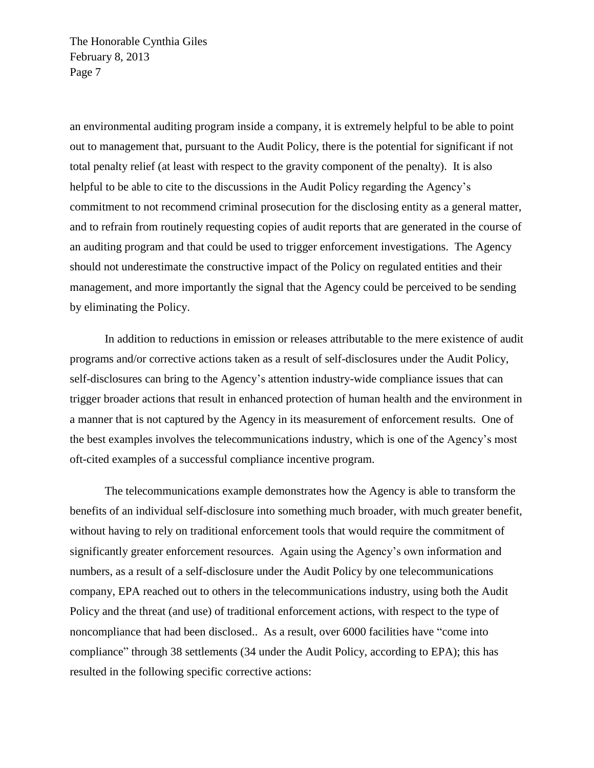an environmental auditing program inside a company, it is extremely helpful to be able to point out to management that, pursuant to the Audit Policy, there is the potential for significant if not total penalty relief (at least with respect to the gravity component of the penalty). It is also helpful to be able to cite to the discussions in the Audit Policy regarding the Agency's commitment to not recommend criminal prosecution for the disclosing entity as a general matter, and to refrain from routinely requesting copies of audit reports that are generated in the course of an auditing program and that could be used to trigger enforcement investigations. The Agency should not underestimate the constructive impact of the Policy on regulated entities and their management, and more importantly the signal that the Agency could be perceived to be sending by eliminating the Policy.

In addition to reductions in emission or releases attributable to the mere existence of audit programs and/or corrective actions taken as a result of self-disclosures under the Audit Policy, self-disclosures can bring to the Agency's attention industry-wide compliance issues that can trigger broader actions that result in enhanced protection of human health and the environment in a manner that is not captured by the Agency in its measurement of enforcement results. One of the best examples involves the telecommunications industry, which is one of the Agency's most oft-cited examples of a successful compliance incentive program.

The telecommunications example demonstrates how the Agency is able to transform the benefits of an individual self-disclosure into something much broader, with much greater benefit, without having to rely on traditional enforcement tools that would require the commitment of significantly greater enforcement resources. Again using the Agency's own information and numbers, as a result of a self-disclosure under the Audit Policy by one telecommunications company, EPA reached out to others in the telecommunications industry, using both the Audit Policy and the threat (and use) of traditional enforcement actions, with respect to the type of noncompliance that had been disclosed.. As a result, over 6000 facilities have "come into compliance" through 38 settlements (34 under the Audit Policy, according to EPA); this has resulted in the following specific corrective actions: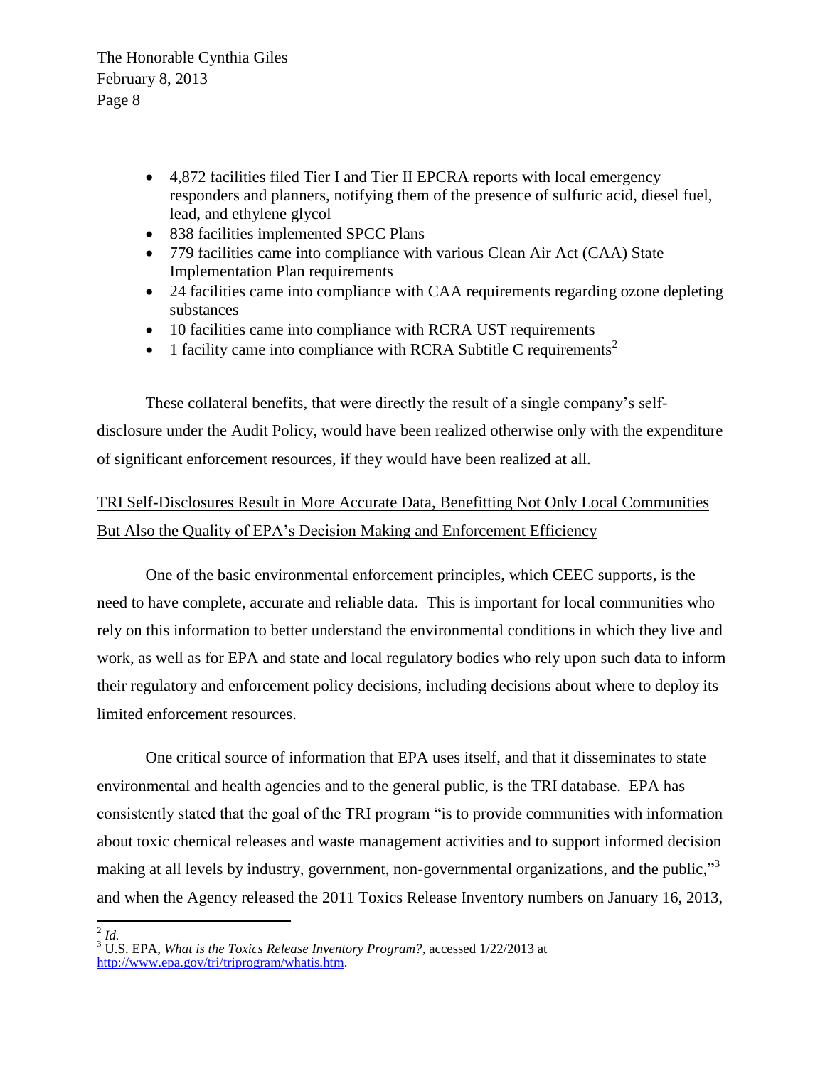- 4,872 facilities filed Tier I and Tier II EPCRA reports with local emergency responders and planners, notifying them of the presence of sulfuric acid, diesel fuel, lead, and ethylene glycol
- 838 facilities implemented SPCC Plans
- 779 facilities came into compliance with various Clean Air Act (CAA) State Implementation Plan requirements
- 24 facilities came into compliance with CAA requirements regarding ozone depleting substances
- 10 facilities came into compliance with RCRA UST requirements
- 1 facility came into compliance with RCRA Subtitle C requirements[2]

These collateral benefits, that were directly the result of a single company's self-disclosure under the Audit Policy, would have been realized otherwise only with the expenditure of significant enforcement resources, if they would have been realized at all.

<u>TRI Self-Disclosures Result in More Accurate Data, Benefitting Not Only Local Communities But Also the Quality of EPA's Decision Making and Enforcement Efficiency</u>

One of the basic environmental enforcement principles, which CEEC supports, is the need to have complete, accurate and reliable data. This is important for local communities who rely on this information to better understand the environmental conditions in which they live and work, as well as for EPA and state and local regulatory bodies who rely upon such data to inform their regulatory and enforcement policy decisions, including decisions about where to deploy its limited enforcement resources.

One critical source of information that EPA uses itself, and that it disseminates to state environmental and health agencies and to the general public, is the TRI database. EPA has consistently stated that the goal of the TRI program "is to provide communities with information about toxic chemical releases and waste management activities and to support informed decision making at all levels by industry, government, non-governmental organizations, and the public,"[3] and when the Agency released the 2011 Toxics Release Inventory numbers on January 16, 2013,

---

[2] *Id.*

[3] U.S. EPA, *What is the Toxics Release Inventory Program?*, accessed 1/22/2013 at http://www.epa.gov/tri/triprogram/whatis.htm.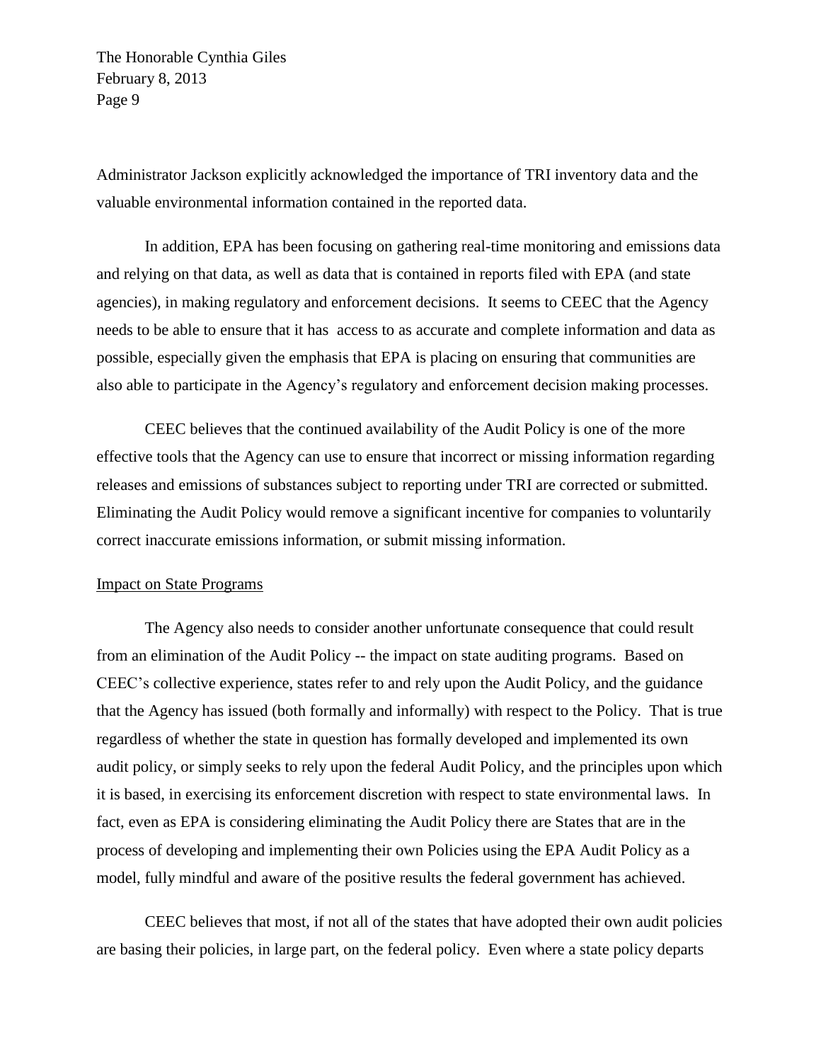Administrator Jackson explicitly acknowledged the importance of TRI inventory data and the valuable environmental information contained in the reported data.

In addition, EPA has been focusing on gathering real-time monitoring and emissions data and relying on that data, as well as data that is contained in reports filed with EPA (and state agencies), in making regulatory and enforcement decisions. It seems to CEEC that the Agency needs to be able to ensure that it has access to as accurate and complete information and data as possible, especially given the emphasis that EPA is placing on ensuring that communities are also able to participate in the Agency's regulatory and enforcement decision making processes.

CEEC believes that the continued availability of the Audit Policy is one of the more effective tools that the Agency can use to ensure that incorrect or missing information regarding releases and emissions of substances subject to reporting under TRI are corrected or submitted. Eliminating the Audit Policy would remove a significant incentive for companies to voluntarily correct inaccurate emissions information, or submit missing information.

Impact on State Programs

The Agency also needs to consider another unfortunate consequence that could result from an elimination of the Audit Policy -- the impact on state auditing programs. Based on CEEC's collective experience, states refer to and rely upon the Audit Policy, and the guidance that the Agency has issued (both formally and informally) with respect to the Policy. That is true regardless of whether the state in question has formally developed and implemented its own audit policy, or simply seeks to rely upon the federal Audit Policy, and the principles upon which it is based, in exercising its enforcement discretion with respect to state environmental laws. In fact, even as EPA is considering eliminating the Audit Policy there are States that are in the process of developing and implementing their own Policies using the EPA Audit Policy as a model, fully mindful and aware of the positive results the federal government has achieved.

CEEC believes that most, if not all of the states that have adopted their own audit policies are basing their policies, in large part, on the federal policy. Even where a state policy departs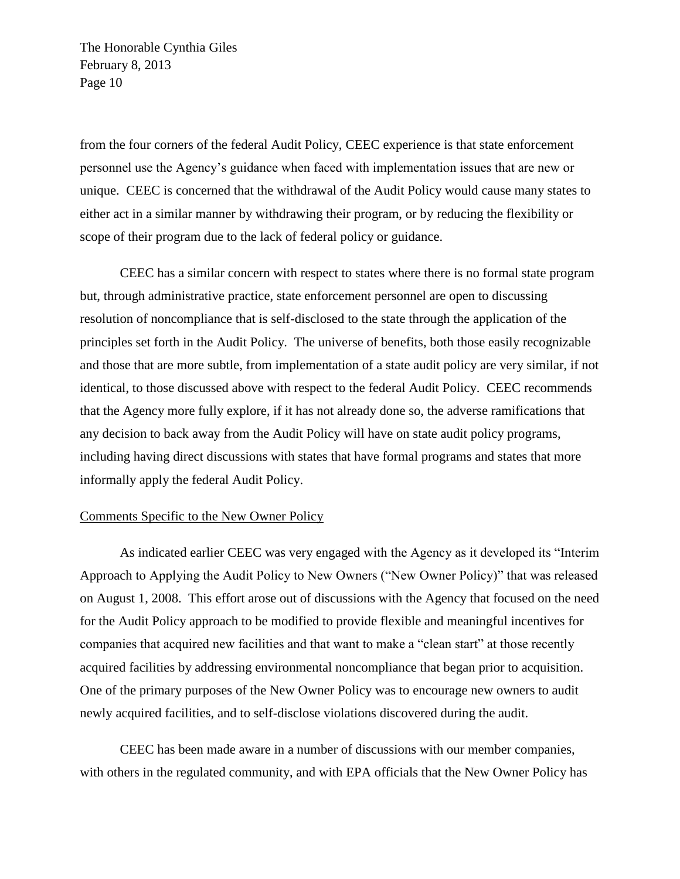from the four corners of the federal Audit Policy, CEEC experience is that state enforcement personnel use the Agency's guidance when faced with implementation issues that are new or unique. CEEC is concerned that the withdrawal of the Audit Policy would cause many states to either act in a similar manner by withdrawing their program, or by reducing the flexibility or scope of their program due to the lack of federal policy or guidance.

CEEC has a similar concern with respect to states where there is no formal state program but, through administrative practice, state enforcement personnel are open to discussing resolution of noncompliance that is self-disclosed to the state through the application of the principles set forth in the Audit Policy. The universe of benefits, both those easily recognizable and those that are more subtle, from implementation of a state audit policy are very similar, if not identical, to those discussed above with respect to the federal Audit Policy. CEEC recommends that the Agency more fully explore, if it has not already done so, the adverse ramifications that any decision to back away from the Audit Policy will have on state audit policy programs, including having direct discussions with states that have formal programs and states that more informally apply the federal Audit Policy.

<u>Comments Specific to the New Owner Policy</u>

As indicated earlier CEEC was very engaged with the Agency as it developed its "Interim Approach to Applying the Audit Policy to New Owners ("New Owner Policy)" that was released on August 1, 2008. This effort arose out of discussions with the Agency that focused on the need for the Audit Policy approach to be modified to provide flexible and meaningful incentives for companies that acquired new facilities and that want to make a "clean start" at those recently acquired facilities by addressing environmental noncompliance that began prior to acquisition. One of the primary purposes of the New Owner Policy was to encourage new owners to audit newly acquired facilities, and to self-disclose violations discovered during the audit.

CEEC has been made aware in a number of discussions with our member companies, with others in the regulated community, and with EPA officials that the New Owner Policy has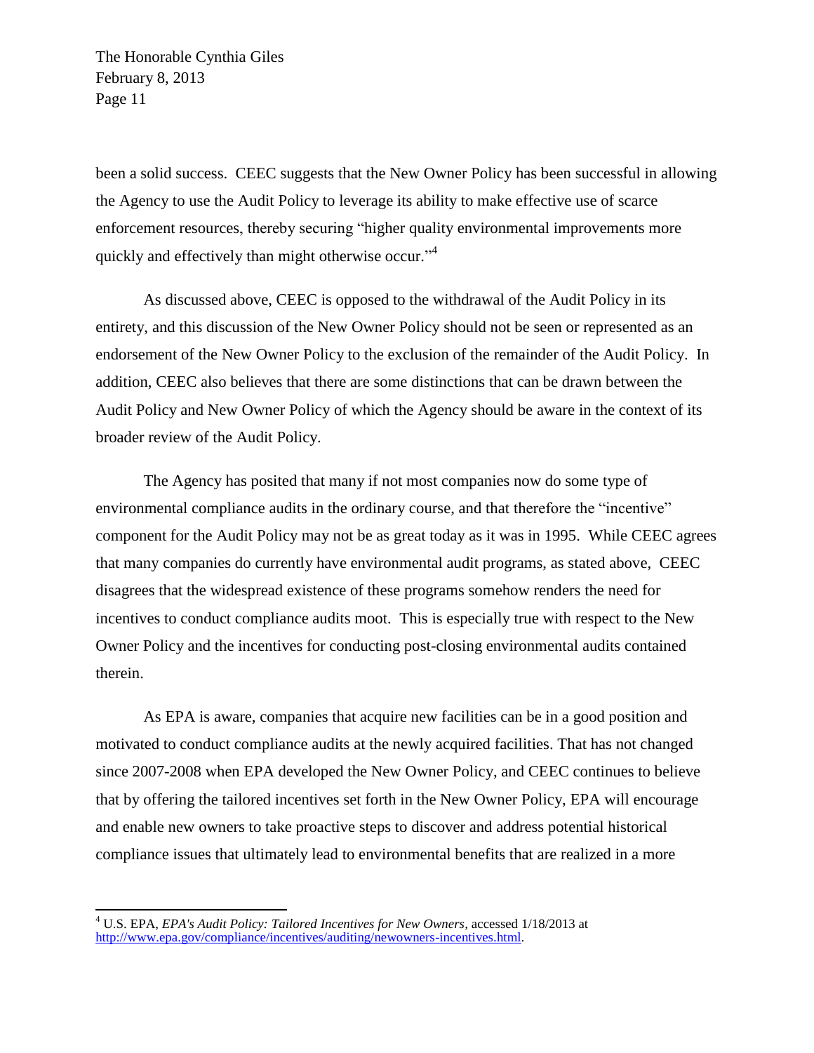been a solid success. CEEC suggests that the New Owner Policy has been successful in allowing the Agency to use the Audit Policy to leverage its ability to make effective use of scarce enforcement resources, thereby securing "higher quality environmental improvements more quickly and effectively than might otherwise occur."[4]

As discussed above, CEEC is opposed to the withdrawal of the Audit Policy in its entirety, and this discussion of the New Owner Policy should not be seen or represented as an endorsement of the New Owner Policy to the exclusion of the remainder of the Audit Policy. In addition, CEEC also believes that there are some distinctions that can be drawn between the Audit Policy and New Owner Policy of which the Agency should be aware in the context of its broader review of the Audit Policy.

The Agency has posited that many if not most companies now do some type of environmental compliance audits in the ordinary course, and that therefore the "incentive" component for the Audit Policy may not be as great today as it was in 1995. While CEEC agrees that many companies do currently have environmental audit programs, as stated above, CEEC disagrees that the widespread existence of these programs somehow renders the need for incentives to conduct compliance audits moot. This is especially true with respect to the New Owner Policy and the incentives for conducting post-closing environmental audits contained therein.

As EPA is aware, companies that acquire new facilities can be in a good position and motivated to conduct compliance audits at the newly acquired facilities. That has not changed since 2007-2008 when EPA developed the New Owner Policy, and CEEC continues to believe that by offering the tailored incentives set forth in the New Owner Policy, EPA will encourage and enable new owners to take proactive steps to discover and address potential historical compliance issues that ultimately lead to environmental benefits that are realized in a more

---

[4] U.S. EPA, *EPA's Audit Policy: Tailored Incentives for New Owners*, accessed 1/18/2013 at http://www.epa.gov/compliance/incentives/auditing/newowners-incentives.html.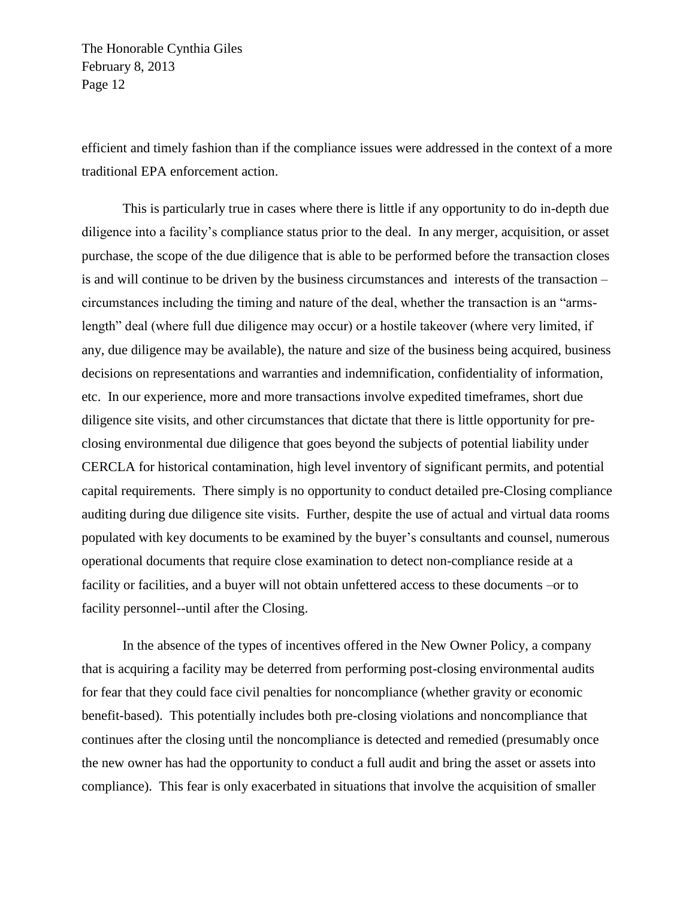efficient and timely fashion than if the compliance issues were addressed in the context of a more traditional EPA enforcement action.

This is particularly true in cases where there is little if any opportunity to do in-depth due diligence into a facility's compliance status prior to the deal. In any merger, acquisition, or asset purchase, the scope of the due diligence that is able to be performed before the transaction closes is and will continue to be driven by the business circumstances and interests of the transaction – circumstances including the timing and nature of the deal, whether the transaction is an "arms-length" deal (where full due diligence may occur) or a hostile takeover (where very limited, if any, due diligence may be available), the nature and size of the business being acquired, business decisions on representations and warranties and indemnification, confidentiality of information, etc. In our experience, more and more transactions involve expedited timeframes, short due diligence site visits, and other circumstances that dictate that there is little opportunity for pre-closing environmental due diligence that goes beyond the subjects of potential liability under CERCLA for historical contamination, high level inventory of significant permits, and potential capital requirements. There simply is no opportunity to conduct detailed pre-Closing compliance auditing during due diligence site visits. Further, despite the use of actual and virtual data rooms populated with key documents to be examined by the buyer's consultants and counsel, numerous operational documents that require close examination to detect non-compliance reside at a facility or facilities, and a buyer will not obtain unfettered access to these documents –or to facility personnel--until after the Closing.

In the absence of the types of incentives offered in the New Owner Policy, a company that is acquiring a facility may be deterred from performing post-closing environmental audits for fear that they could face civil penalties for noncompliance (whether gravity or economic benefit-based). This potentially includes both pre-closing violations and noncompliance that continues after the closing until the noncompliance is detected and remedied (presumably once the new owner has had the opportunity to conduct a full audit and bring the asset or assets into compliance). This fear is only exacerbated in situations that involve the acquisition of smaller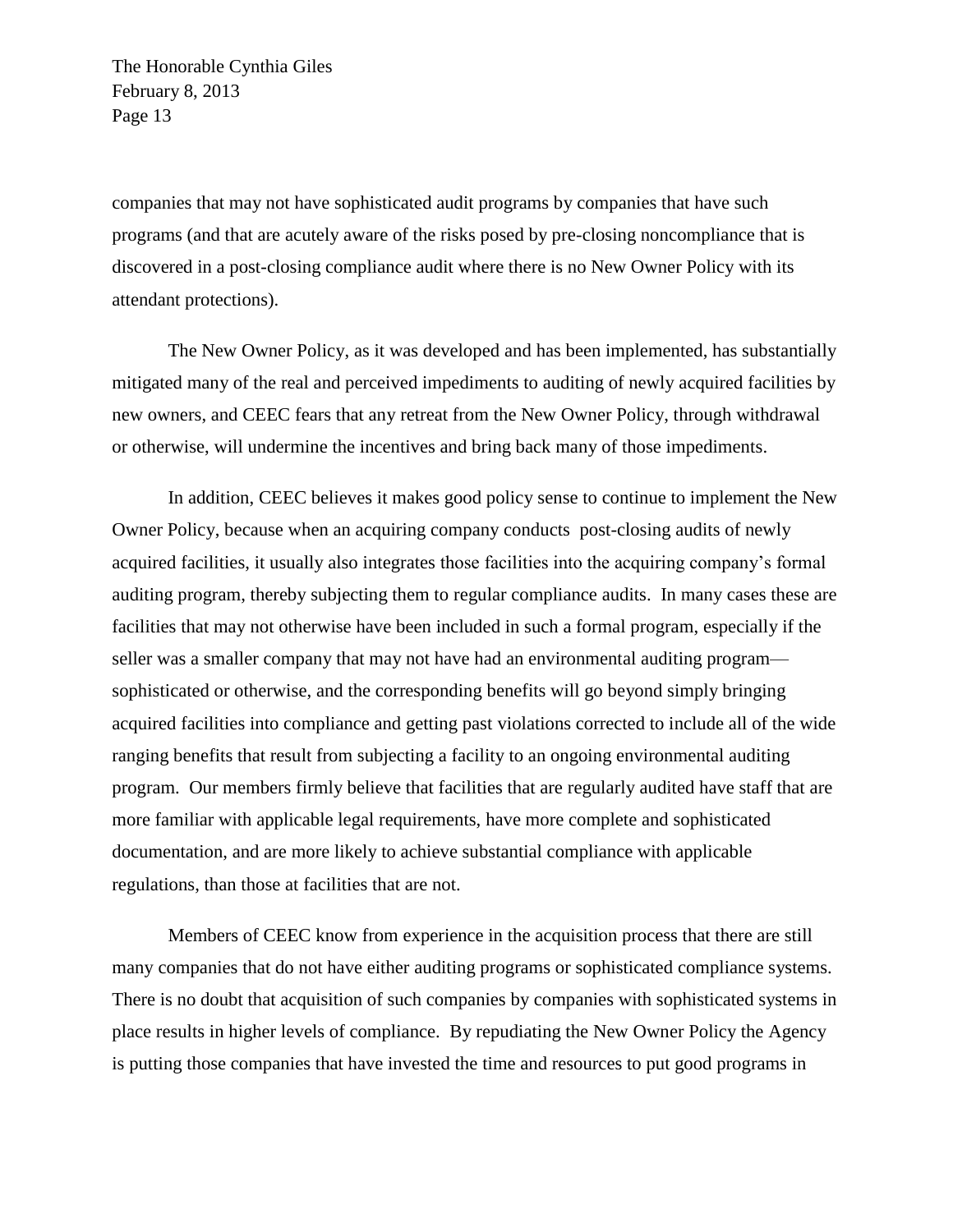companies that may not have sophisticated audit programs by companies that have such programs (and that are acutely aware of the risks posed by pre-closing noncompliance that is discovered in a post-closing compliance audit where there is no New Owner Policy with its attendant protections).

The New Owner Policy, as it was developed and has been implemented, has substantially mitigated many of the real and perceived impediments to auditing of newly acquired facilities by new owners, and CEEC fears that any retreat from the New Owner Policy, through withdrawal or otherwise, will undermine the incentives and bring back many of those impediments.

In addition, CEEC believes it makes good policy sense to continue to implement the New Owner Policy, because when an acquiring company conducts post-closing audits of newly acquired facilities, it usually also integrates those facilities into the acquiring company's formal auditing program, thereby subjecting them to regular compliance audits. In many cases these are facilities that may not otherwise have been included in such a formal program, especially if the seller was a smaller company that may not have had an environmental auditing program—sophisticated or otherwise, and the corresponding benefits will go beyond simply bringing acquired facilities into compliance and getting past violations corrected to include all of the wide ranging benefits that result from subjecting a facility to an ongoing environmental auditing program. Our members firmly believe that facilities that are regularly audited have staff that are more familiar with applicable legal requirements, have more complete and sophisticated documentation, and are more likely to achieve substantial compliance with applicable regulations, than those at facilities that are not.

Members of CEEC know from experience in the acquisition process that there are still many companies that do not have either auditing programs or sophisticated compliance systems. There is no doubt that acquisition of such companies by companies with sophisticated systems in place results in higher levels of compliance. By repudiating the New Owner Policy the Agency is putting those companies that have invested the time and resources to put good programs in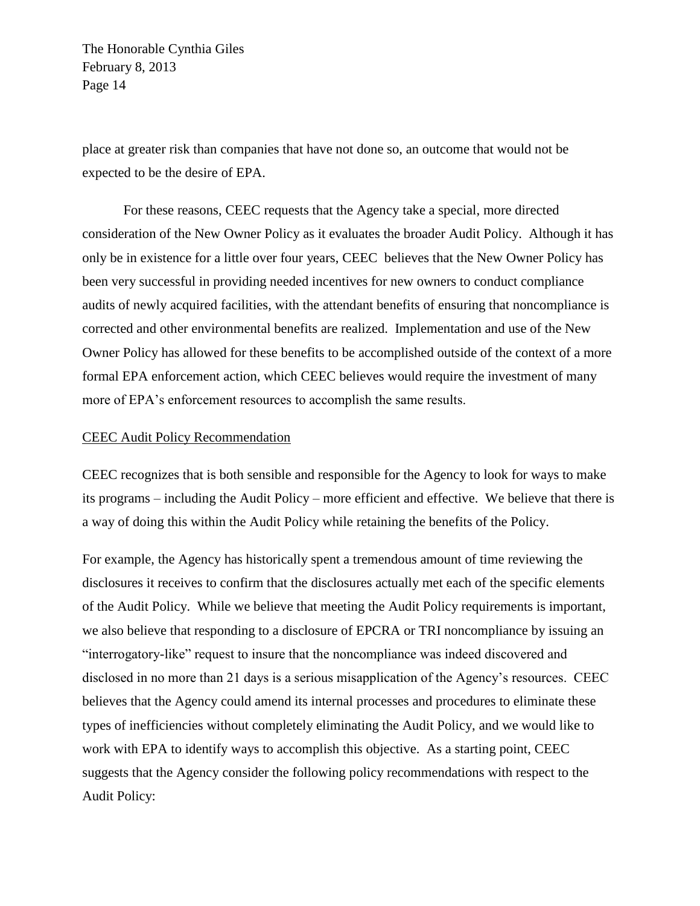place at greater risk than companies that have not done so, an outcome that would not be expected to be the desire of EPA.

For these reasons, CEEC requests that the Agency take a special, more directed consideration of the New Owner Policy as it evaluates the broader Audit Policy. Although it has only be in existence for a little over four years, CEEC believes that the New Owner Policy has been very successful in providing needed incentives for new owners to conduct compliance audits of newly acquired facilities, with the attendant benefits of ensuring that noncompliance is corrected and other environmental benefits are realized. Implementation and use of the New Owner Policy has allowed for these benefits to be accomplished outside of the context of a more formal EPA enforcement action, which CEEC believes would require the investment of many more of EPA's enforcement resources to accomplish the same results.

<u>CEEC Audit Policy Recommendation</u>

CEEC recognizes that is both sensible and responsible for the Agency to look for ways to make its programs – including the Audit Policy – more efficient and effective. We believe that there is a way of doing this within the Audit Policy while retaining the benefits of the Policy.

For example, the Agency has historically spent a tremendous amount of time reviewing the disclosures it receives to confirm that the disclosures actually met each of the specific elements of the Audit Policy. While we believe that meeting the Audit Policy requirements is important, we also believe that responding to a disclosure of EPCRA or TRI noncompliance by issuing an "interrogatory-like" request to insure that the noncompliance was indeed discovered and disclosed in no more than 21 days is a serious misapplication of the Agency's resources. CEEC believes that the Agency could amend its internal processes and procedures to eliminate these types of inefficiencies without completely eliminating the Audit Policy, and we would like to work with EPA to identify ways to accomplish this objective. As a starting point, CEEC suggests that the Agency consider the following policy recommendations with respect to the Audit Policy: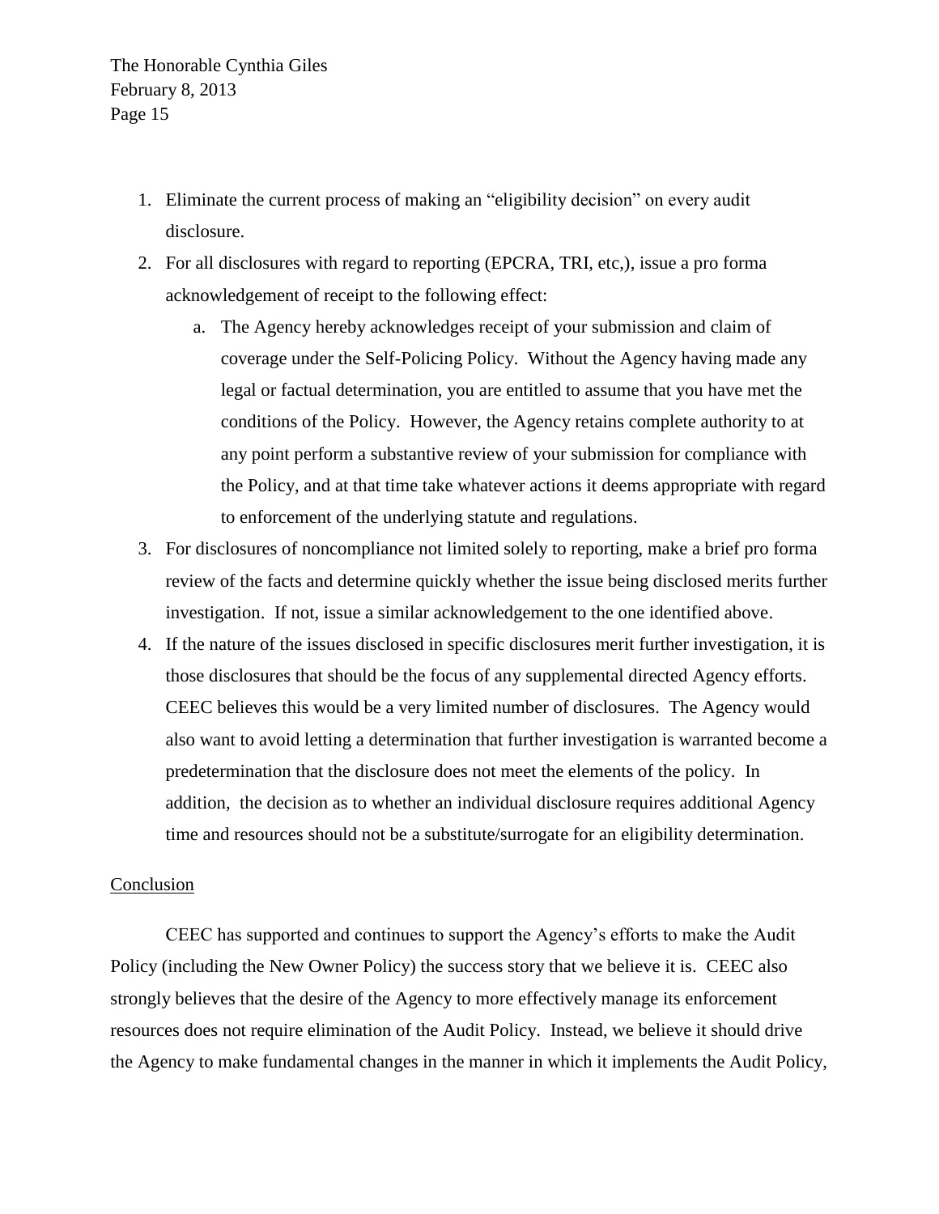1. Eliminate the current process of making an "eligibility decision" on every audit disclosure.
2. For all disclosures with regard to reporting (EPCRA, TRI, etc,), issue a pro forma acknowledgement of receipt to the following effect:
   a. The Agency hereby acknowledges receipt of your submission and claim of coverage under the Self-Policing Policy. Without the Agency having made any legal or factual determination, you are entitled to assume that you have met the conditions of the Policy. However, the Agency retains complete authority to at any point perform a substantive review of your submission for compliance with the Policy, and at that time take whatever actions it deems appropriate with regard to enforcement of the underlying statute and regulations.
3. For disclosures of noncompliance not limited solely to reporting, make a brief pro forma review of the facts and determine quickly whether the issue being disclosed merits further investigation. If not, issue a similar acknowledgement to the one identified above.
4. If the nature of the issues disclosed in specific disclosures merit further investigation, it is those disclosures that should be the focus of any supplemental directed Agency efforts. CEEC believes this would be a very limited number of disclosures. The Agency would also want to avoid letting a determination that further investigation is warranted become a predetermination that the disclosure does not meet the elements of the policy. In addition, the decision as to whether an individual disclosure requires additional Agency time and resources should not be a substitute/surrogate for an eligibility determination.

## Conclusion

CEEC has supported and continues to support the Agency's efforts to make the Audit Policy (including the New Owner Policy) the success story that we believe it is. CEEC also strongly believes that the desire of the Agency to more effectively manage its enforcement resources does not require elimination of the Audit Policy. Instead, we believe it should drive the Agency to make fundamental changes in the manner in which it implements the Audit Policy,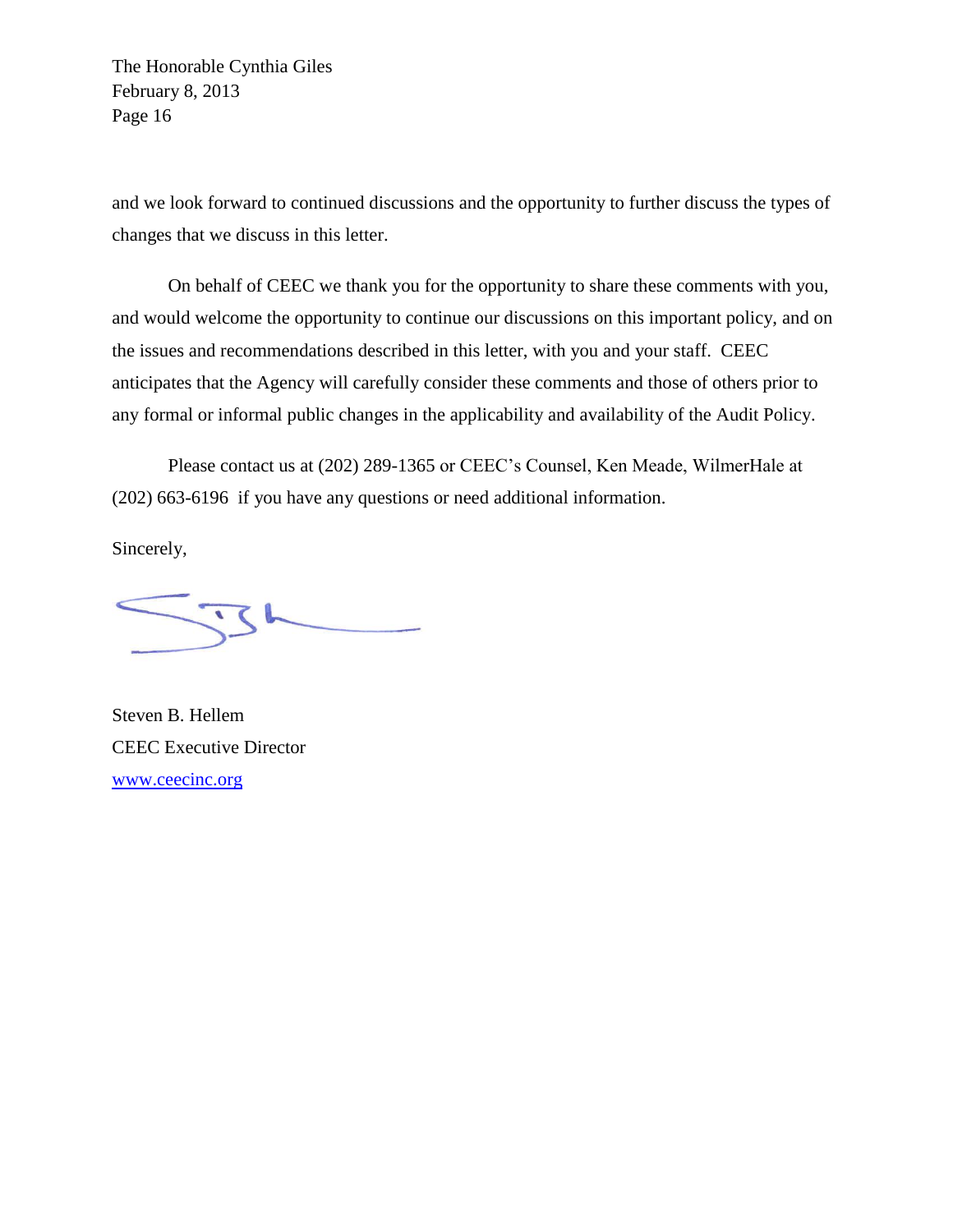and we look forward to continued discussions and the opportunity to further discuss the types of changes that we discuss in this letter.

On behalf of CEEC we thank you for the opportunity to share these comments with you, and would welcome the opportunity to continue our discussions on this important policy, and on the issues and recommendations described in this letter, with you and your staff. CEEC anticipates that the Agency will carefully consider these comments and those of others prior to any formal or informal public changes in the applicability and availability of the Audit Policy.

Please contact us at (202) 289-1365 or CEEC's Counsel, Ken Meade, WilmerHale at (202) 663-6196 if you have any questions or need additional information.

Sincerely,

Steven B. Hellem
CEEC Executive Director
www.ceecinc.org